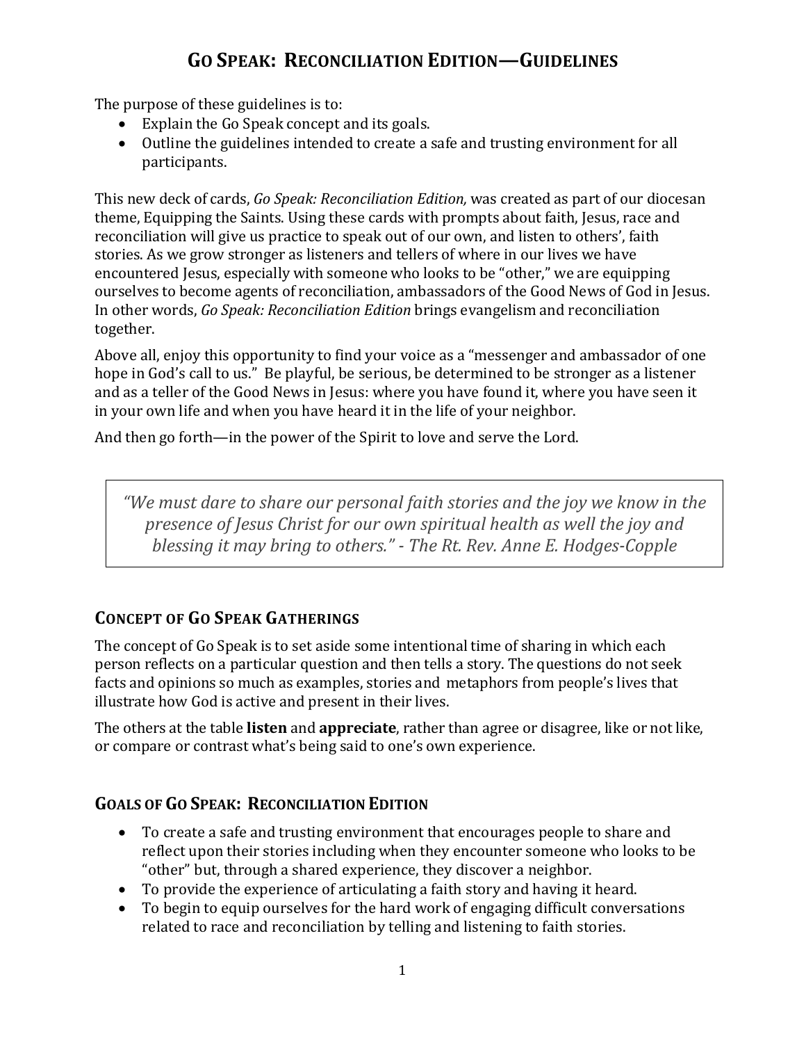# Go Speak: Reconciliation Edition—Guidelines

The purpose of these guidelines is to:

- Explain the Go Speak concept and its goals.
- Outline the guidelines intended to create a safe and trusting environment for all participants.

This new deck of cards, *Go Speak: Reconciliation Edition,* was created as part of our diocesan theme, Equipping the Saints. Using these cards with prompts about faith, Jesus, race and reconciliation will give us practice to speak out of our own, and listen to others', faith stories. As we grow stronger as listeners and tellers of where in our lives we have encountered Jesus, especially with someone who looks to be "other," we are equipping ourselves to become agents of reconciliation, ambassadors of the Good News of God in Jesus. In other words, *Go Speak: Reconciliation Edition* brings evangelism and reconciliation together.

Above all, enjoy this opportunity to find your voice as a "messenger and ambassador of one hope in God's call to us." Be playful, be serious, be determined to be stronger as a listener and as a teller of the Good News in Jesus: where you have found it, where you have seen it in your own life and when you have heard it in the life of your neighbor.

And then go forth—in the power of the Spirit to love and serve the Lord.

> *"We must dare to share our personal faith stories and the joy we know in the presence of Jesus Christ for our own spiritual health as well the joy and blessing it may bring to others." - The Rt. Rev. Anne E. Hodges-Copple*

## Concept of Go Speak Gatherings

The concept of Go Speak is to set aside some intentional time of sharing in which each person reflects on a particular question and then tells a story. The questions do not seek facts and opinions so much as examples, stories and metaphors from people's lives that illustrate how God is active and present in their lives.

The others at the table **listen** and **appreciate**, rather than agree or disagree, like or not like, or compare or contrast what's being said to one's own experience.

## Goals of Go Speak: Reconciliation Edition

- To create a safe and trusting environment that encourages people to share and reflect upon their stories including when they encounter someone who looks to be "other" but, through a shared experience, they discover a neighbor.
- To provide the experience of articulating a faith story and having it heard.
- To begin to equip ourselves for the hard work of engaging difficult conversations related to race and reconciliation by telling and listening to faith stories.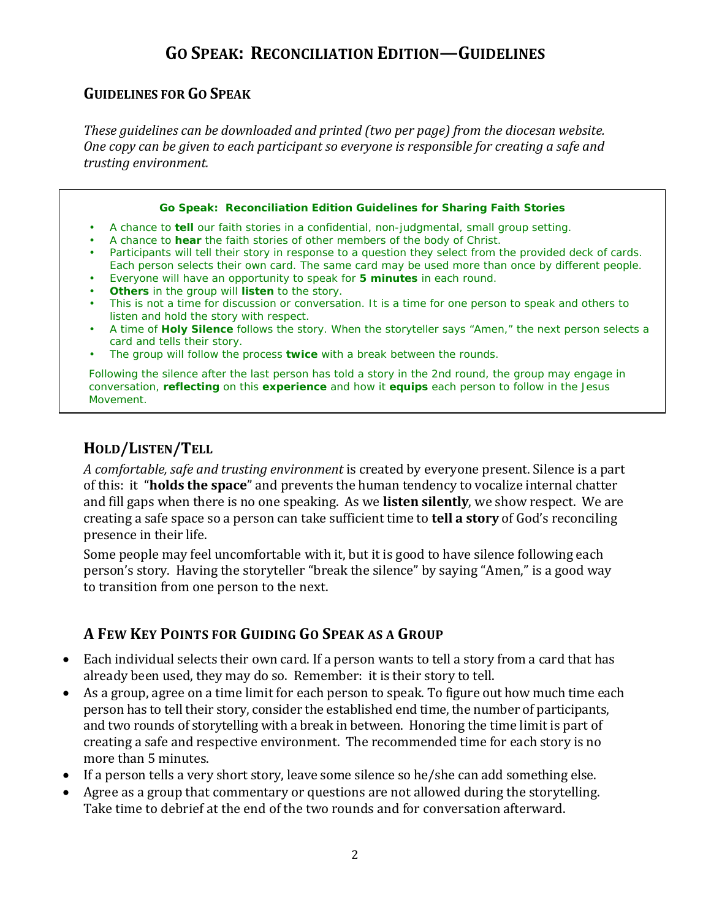# Go Speak: Reconciliation Edition—Guidelines

## Guidelines for Go Speak

*These guidelines can be downloaded and printed (two per page) from the diocesan website. One copy can be given to each participant so everyone is responsible for creating a safe and trusting environment.*

**Go Speak: Reconciliation Edition Guidelines for Sharing Faith Stories**

- A chance to **tell** our faith stories in a confidential, non-judgmental, small group setting.
- A chance to **hear** the faith stories of other members of the body of Christ.
- Participants will tell their story in response to a question they select from the provided deck of cards. Each person selects their own card. The same card may be used more than once by different people.
- Everyone will have an opportunity to speak for **5 minutes** in each round.
- **Others** in the group will **listen** to the story.
- This is not a time for discussion or conversation. It is a time for one person to speak and others to listen and hold the story with respect.
- A time of **Holy Silence** follows the story. When the storyteller says "Amen," the next person selects a card and tells their story.
- The group will follow the process **twice** with a break between the rounds.

Following the silence after the last person has told a story in the 2nd round, the group may engage in conversation, **reflecting** on this **experience** and how it **equips** each person to follow in the Jesus Movement.

## Hold/Listen/Tell

*A comfortable, safe and trusting environment* is created by everyone present. Silence is a part of this: it "**holds the space**" and prevents the human tendency to vocalize internal chatter and fill gaps when there is no one speaking. As we **listen silently**, we show respect. We are creating a safe space so a person can take sufficient time to **tell a story** of God's reconciling presence in their life.

Some people may feel uncomfortable with it, but it is good to have silence following each person's story. Having the storyteller "break the silence" by saying "Amen," is a good way to transition from one person to the next.

## A Few Key Points for Guiding Go Speak as a Group

- Each individual selects their own card. If a person wants to tell a story from a card that has already been used, they may do so. Remember: it is their story to tell.
- As a group, agree on a time limit for each person to speak. To figure out how much time each person has to tell their story, consider the established end time, the number of participants, and two rounds of storytelling with a break in between. Honoring the time limit is part of creating a safe and respective environment. The recommended time for each story is no more than 5 minutes.
- If a person tells a very short story, leave some silence so he/she can add something else.
- Agree as a group that commentary or questions are not allowed during the storytelling. Take time to debrief at the end of the two rounds and for conversation afterward.